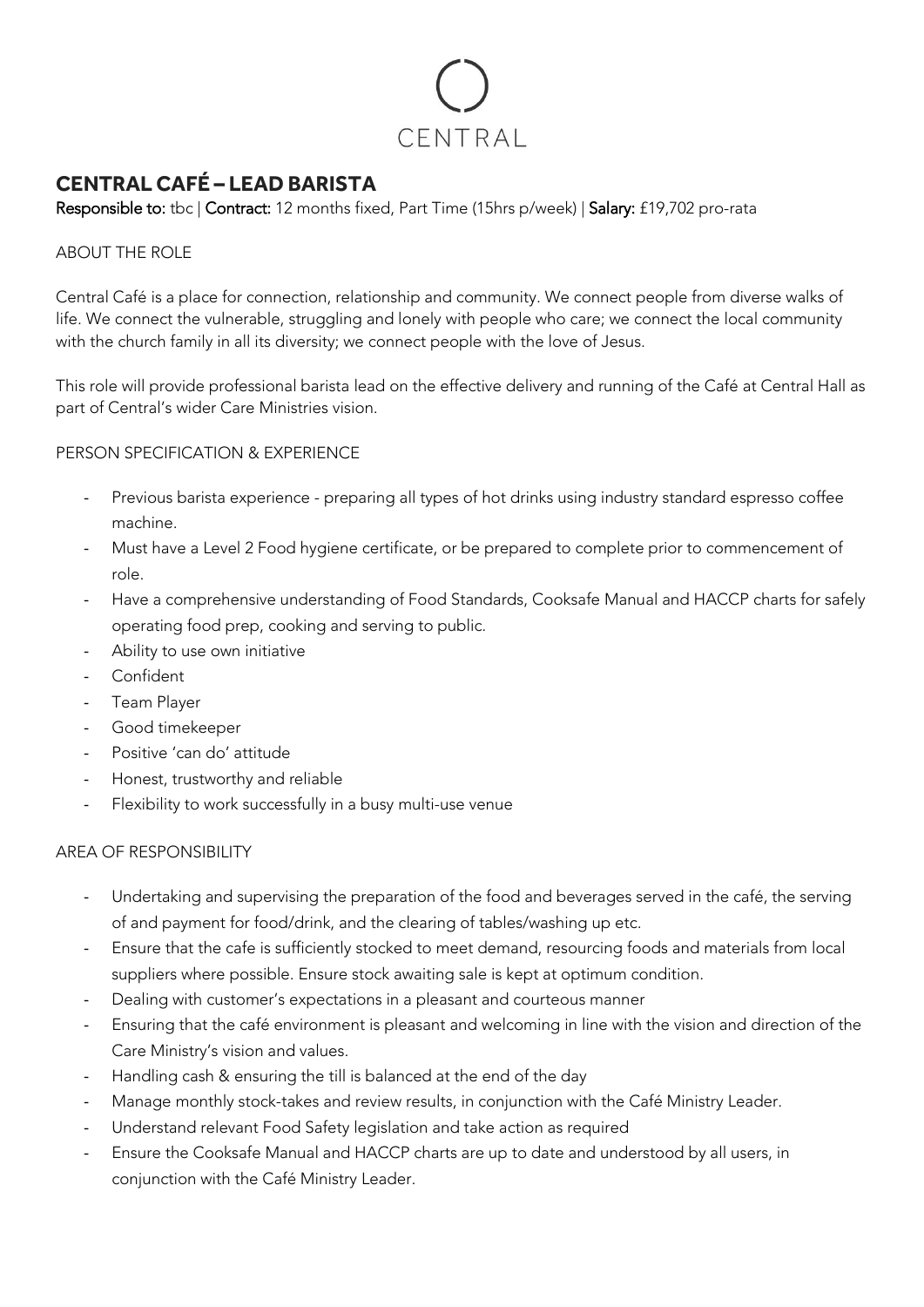CENTRAL

# CENTRAL CAFÉ – LEAD BARISTA

**Responsible to:** tbc | **Contract:** 12 months fixed, Part Time (15hrs p/week) | **Salary:** £19,702 pro-rata

## ABOUT THE ROLE

Central Café is a place for connection, relationship and community. We connect people from diverse walks of life. We connect the vulnerable, struggling and lonely with people who care; we connect the local community with the church family in all its diversity; we connect people with the love of Jesus.

This role will provide professional barista lead on the effective delivery and running of the Café at Central Hall as part of Central's wider Care Ministries vision.

## PERSON SPECIFICATION & EXPERIENCE

- Previous barista experience - preparing all types of hot drinks using industry standard espresso coffee machine.
- Must have a Level 2 Food hygiene certificate, or be prepared to complete prior to commencement of role.
- Have a comprehensive understanding of Food Standards, Cooksafe Manual and HACCP charts for safely operating food prep, cooking and serving to public.
- Ability to use own initiative
- Confident
- Team Player
- Good timekeeper
- Positive 'can do' attitude
- Honest, trustworthy and reliable
- Flexibility to work successfully in a busy multi-use venue

## AREA OF RESPONSIBILITY

- Undertaking and supervising the preparation of the food and beverages served in the café, the serving of and payment for food/drink, and the clearing of tables/washing up etc.
- Ensure that the cafe is sufficiently stocked to meet demand, resourcing foods and materials from local suppliers where possible. Ensure stock awaiting sale is kept at optimum condition.
- Dealing with customer's expectations in a pleasant and courteous manner
- Ensuring that the café environment is pleasant and welcoming in line with the vision and direction of the Care Ministry's vision and values.
- Handling cash & ensuring the till is balanced at the end of the day
- Manage monthly stock-takes and review results, in conjunction with the Café Ministry Leader.
- Understand relevant Food Safety legislation and take action as required
- Ensure the Cooksafe Manual and HACCP charts are up to date and understood by all users, in conjunction with the Café Ministry Leader.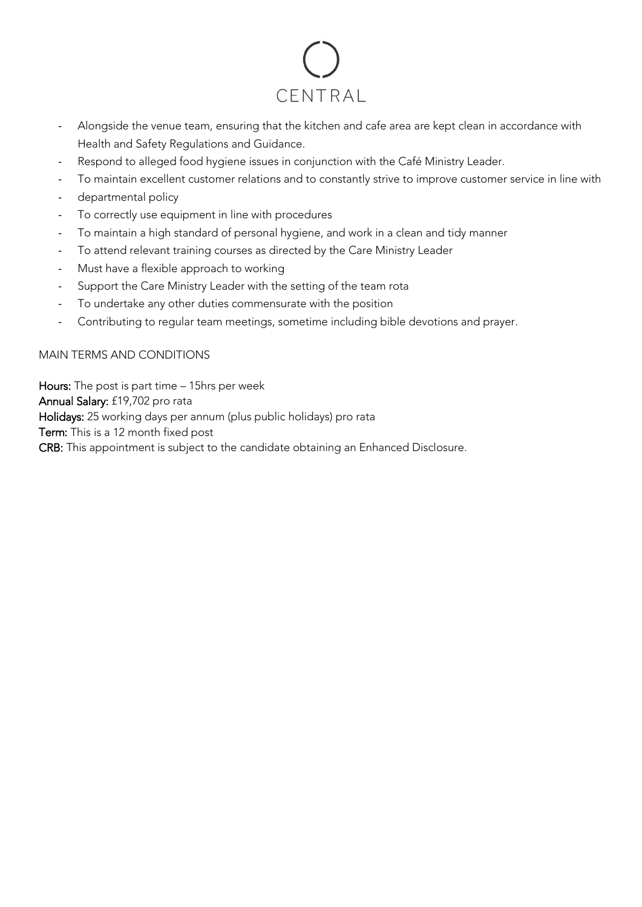- Alongside the venue team, ensuring that the kitchen and cafe area are kept clean in accordance with Health and Safety Regulations and Guidance.
- Respond to alleged food hygiene issues in conjunction with the Café Ministry Leader.
- To maintain excellent customer relations and to constantly strive to improve customer service in line with
- departmental policy
- To correctly use equipment in line with procedures
- To maintain a high standard of personal hygiene, and work in a clean and tidy manner
- To attend relevant training courses as directed by the Care Ministry Leader
- Must have a flexible approach to working
- Support the Care Ministry Leader with the setting of the team rota
- To undertake any other duties commensurate with the position
- Contributing to regular team meetings, sometime including bible devotions and prayer.

MAIN TERMS AND CONDITIONS

**Hours:** The post is part time – 15hrs per week
**Annual Salary:** £19,702 pro rata
**Holidays:** 25 working days per annum (plus public holidays) pro rata
**Term:** This is a 12 month fixed post
**CRB:** This appointment is subject to the candidate obtaining an Enhanced Disclosure.